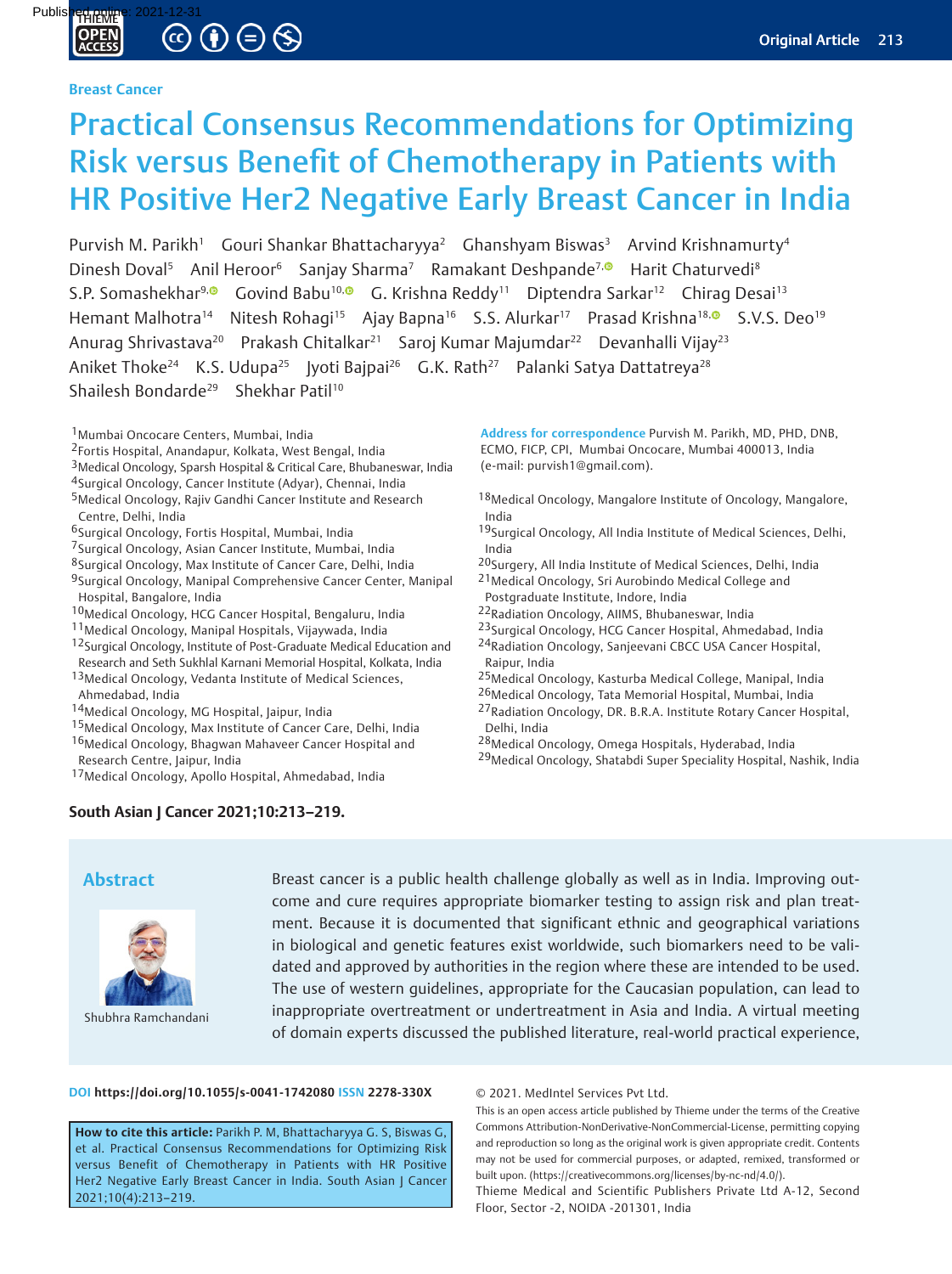Breast Cancer

# Practical Consensus Recommendations for Optimizing Risk versus Benefit of Chemotherapy in Patients with HR Positive Her2 Negative Early Breast Cancer in India

Purvish M. Parikh[1] Gouri Shankar Bhattacharyya[2] Ghanshyam Biswas[3] Arvind Krishnamurty[4] Dinesh Doval[5] Anil Heroor[6] Sanjay Sharma[7] Ramakant Deshpande[7] Harit Chaturvedi[8] S.P. Somashekhar[9] Govind Babu[10] G. Krishna Reddy[11] Diptendra Sarkar[12] Chirag Desai[13] Hemant Malhotra[14] Nitesh Rohagi[15] Ajay Bapna[16] S.S. Alurkar[17] Prasad Krishna[18] S.V.S. Deo[19] Anurag Shrivastava[20] Prakash Chitalkar[21] Saroj Kumar Majumdar[22] Devanhalli Vijay[23] Aniket Thoke[24] K.S. Udupa[25] Jyoti Bajpai[26] G.K. Rath[27] Palanki Satya Dattatreya[28] Shailesh Bondarde[29] Shekhar Patil[10]

[1]Mumbai Oncocare Centers, Mumbai, India
[2]Fortis Hospital, Anandapur, Kolkata, West Bengal, India
[3]Medical Oncology, Sparsh Hospital & Critical Care, Bhubaneswar, India
[4]Surgical Oncology, Cancer Institute (Adyar), Chennai, India
[5]Medical Oncology, Rajiv Gandhi Cancer Institute and Research Centre, Delhi, India
[6]Surgical Oncology, Fortis Hospital, Mumbai, India
[7]Surgical Oncology, Asian Cancer Institute, Mumbai, India
[8]Surgical Oncology, Max Institute of Cancer Care, Delhi, India
[9]Surgical Oncology, Manipal Comprehensive Cancer Center, Manipal Hospital, Bangalore, India
[10]Medical Oncology, HCG Cancer Hospital, Bengaluru, India
[11]Medical Oncology, Manipal Hospitals, Vijaywada, India
[12]Surgical Oncology, Institute of Post-Graduate Medical Education and Research and Seth Sukhlal Karnani Memorial Hospital, Kolkata, India
[13]Medical Oncology, Vedanta Institute of Medical Sciences, Ahmedabad, India
[14]Medical Oncology, MG Hospital, Jaipur, India
[15]Medical Oncology, Max Institute of Cancer Care, Delhi, India
[16]Medical Oncology, Bhagwan Mahaveer Cancer Hospital and Research Centre, Jaipur, India
[17]Medical Oncology, Apollo Hospital, Ahmedabad, India
[18]Medical Oncology, Mangalore Institute of Oncology, Mangalore, India
[19]Surgical Oncology, All India Institute of Medical Sciences, Delhi, India
[20]Surgery, All India Institute of Medical Sciences, Delhi, India
[21]Medical Oncology, Sri Aurobindo Medical College and Postgraduate Institute, Indore, India
[22]Radiation Oncology, AIIMS, Bhubaneswar, India
[23]Surgical Oncology, HCG Cancer Hospital, Ahmedabad, India
[24]Radiation Oncology, Sanjeevani CBCC USA Cancer Hospital, Raipur, India
[25]Medical Oncology, Kasturba Medical College, Manipal, India
[26]Medical Oncology, Tata Memorial Hospital, Mumbai, India
[27]Radiation Oncology, DR. B.R.A. Institute Rotary Cancer Hospital, Delhi, India
[28]Medical Oncology, Omega Hospitals, Hyderabad, India
[29]Medical Oncology, Shatabdi Super Speciality Hospital, Nashik, India

**Address for correspondence** Purvish M. Parikh, MD, PHD, DNB, ECMO, FICP, CPI, Mumbai Oncocare, Mumbai 400013, India (e-mail: purvish1@gmail.com).

**South Asian J Cancer 2021;10:213–219.**

## Abstract

Shubhra Ramchandani

Breast cancer is a public health challenge globally as well as in India. Improving outcome and cure requires appropriate biomarker testing to assign risk and plan treatment. Because it is documented that significant ethnic and geographical variations in biological and genetic features exist worldwide, such biomarkers need to be validated and approved by authorities in the region where these are intended to be used. The use of western guidelines, appropriate for the Caucasian population, can lead to inappropriate overtreatment or undertreatment in Asia and India. A virtual meeting of domain experts discussed the published literature, real-world practical experience,

**DOI** https://doi.org/10.1055/s-0041-1742080 **ISSN** 2278-330X

**How to cite this article:** Parikh P. M, Bhattacharyya G. S, Biswas G, et al. Practical Consensus Recommendations for Optimizing Risk versus Benefit of Chemotherapy in Patients with HR Positive Her2 Negative Early Breast Cancer in India. South Asian J Cancer 2021;10(4):213–219.

© 2021. MedIntel Services Pvt Ltd.

This is an open access article published by Thieme under the terms of the Creative Commons Attribution-NonDerivative-NonCommercial-License, permitting copying and reproduction so long as the original work is given appropriate credit. Contents may not be used for commercial purposes, or adapted, remixed, transformed or built upon. (https://creativecommons.org/licenses/by-nc-nd/4.0/).

Thieme Medical and Scientific Publishers Private Ltd A-12, Second Floor, Sector -2, NOIDA -201301, India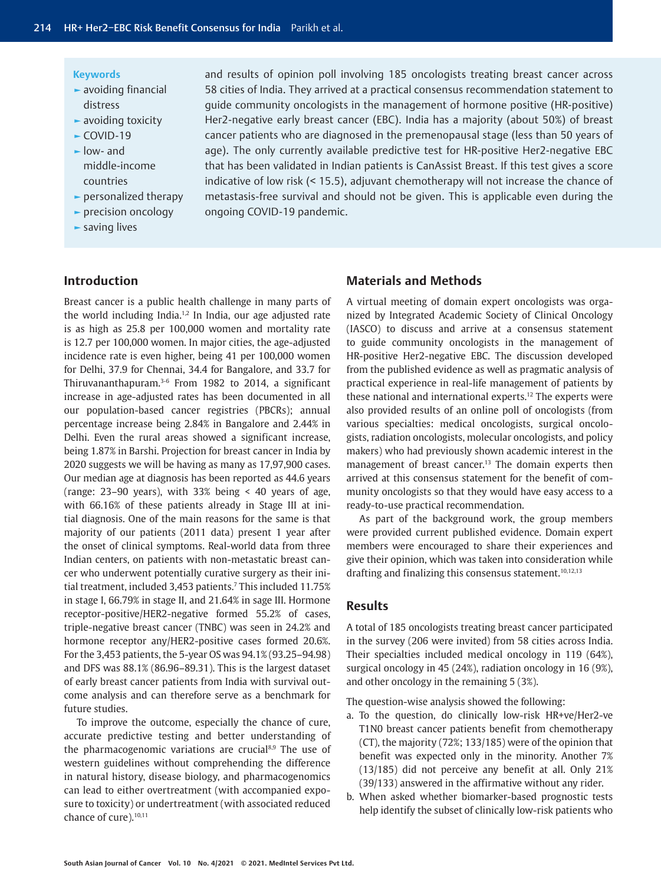**Keywords**

- avoiding financial distress
- avoiding toxicity
- COVID-19
- low- and middle-income countries
- personalized therapy
- precision oncology
- saving lives

and results of opinion poll involving 185 oncologists treating breast cancer across 58 cities of India. They arrived at a practical consensus recommendation statement to guide community oncologists in the management of hormone positive (HR-positive) Her2-negative early breast cancer (EBC). India has a majority (about 50%) of breast cancer patients who are diagnosed in the premenopausal stage (less than 50 years of age). The only currently available predictive test for HR-positive Her2-negative EBC that has been validated in Indian patients is CanAssist Breast. If this test gives a score indicative of low risk (< 15.5), adjuvant chemotherapy will not increase the chance of metastasis-free survival and should not be given. This is applicable even during the ongoing COVID-19 pandemic.

## Introduction

Breast cancer is a public health challenge in many parts of the world including India.[1,2] In India, our age adjusted rate is as high as 25.8 per 100,000 women and mortality rate is 12.7 per 100,000 women. In major cities, the age-adjusted incidence rate is even higher, being 41 per 100,000 women for Delhi, 37.9 for Chennai, 34.4 for Bangalore, and 33.7 for Thiruvananthapuram.[3-6] From 1982 to 2014, a significant increase in age-adjusted rates has been documented in all our population-based cancer registries (PBCRs); annual percentage increase being 2.84% in Bangalore and 2.44% in Delhi. Even the rural areas showed a significant increase, being 1.87% in Barshi. Projection for breast cancer in India by 2020 suggests we will be having as many as 17,97,900 cases. Our median age at diagnosis has been reported as 44.6 years (range: 23–90 years), with 33% being < 40 years of age, with 66.16% of these patients already in Stage III at initial diagnosis. One of the main reasons for the same is that majority of our patients (2011 data) present 1 year after the onset of clinical symptoms. Real-world data from three Indian centers, on patients with non-metastatic breast cancer who underwent potentially curative surgery as their initial treatment, included 3,453 patients.[7] This included 11.75% in stage I, 66.79% in stage II, and 21.64% in sage III. Hormone receptor-positive/HER2-negative formed 55.2% of cases, triple-negative breast cancer (TNBC) was seen in 24.2% and hormone receptor any/HER2-positive cases formed 20.6%. For the 3,453 patients, the 5-year OS was 94.1% (93.25–94.98) and DFS was 88.1% (86.96–89.31). This is the largest dataset of early breast cancer patients from India with survival outcome analysis and can therefore serve as a benchmark for future studies.

To improve the outcome, especially the chance of cure, accurate predictive testing and better understanding of the pharmacogenomic variations are crucial[8,9] The use of western guidelines without comprehending the difference in natural history, disease biology, and pharmacogenomics can lead to either overtreatment (with accompanied exposure to toxicity) or undertreatment (with associated reduced chance of cure).[10,11]

## Materials and Methods

A virtual meeting of domain expert oncologists was organized by Integrated Academic Society of Clinical Oncology (IASCO) to discuss and arrive at a consensus statement to guide community oncologists in the management of HR-positive Her2-negative EBC. The discussion developed from the published evidence as well as pragmatic analysis of practical experience in real-life management of patients by these national and international experts.[12] The experts were also provided results of an online poll of oncologists (from various specialties: medical oncologists, surgical oncologists, radiation oncologists, molecular oncologists, and policy makers) who had previously shown academic interest in the management of breast cancer.[13] The domain experts then arrived at this consensus statement for the benefit of community oncologists so that they would have easy access to a ready-to-use practical recommendation.

As part of the background work, the group members were provided current published evidence. Domain expert members were encouraged to share their experiences and give their opinion, which was taken into consideration while drafting and finalizing this consensus statement.[10,12,13]

## Results

A total of 185 oncologists treating breast cancer participated in the survey (206 were invited) from 58 cities across India. Their specialties included medical oncology in 119 (64%), surgical oncology in 45 (24%), radiation oncology in 16 (9%), and other oncology in the remaining 5 (3%).

The question-wise analysis showed the following:

a. To the question, do clinically low-risk HR+ve/Her2-ve T1N0 breast cancer patients benefit from chemotherapy (CT), the majority (72%; 133/185) were of the opinion that benefit was expected only in the minority. Another 7% (13/185) did not perceive any benefit at all. Only 21% (39/133) answered in the affirmative without any rider.
b. When asked whether biomarker-based prognostic tests help identify the subset of clinically low-risk patients who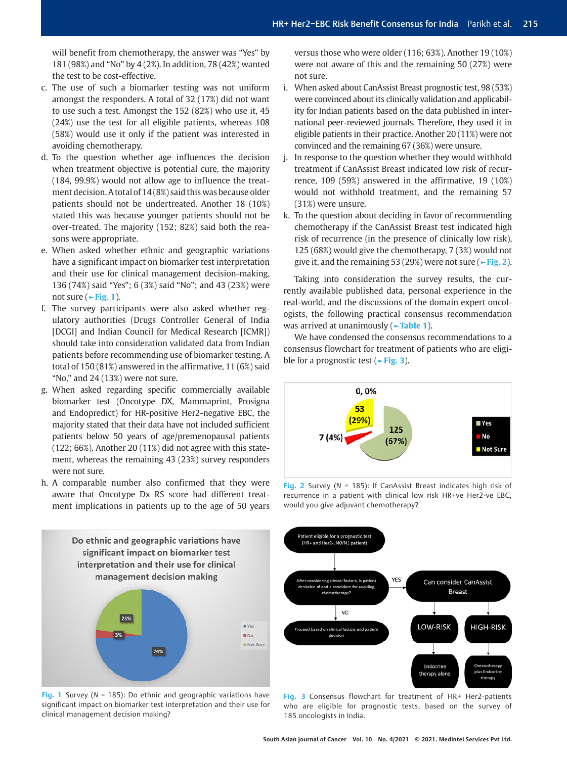will benefit from chemotherapy, the answer was "Yes" by 181 (98%) and "No" by 4 (2%). In addition, 78 (42%) wanted the test to be cost-effective.

c. The use of such a biomarker testing was not uniform amongst the responders. A total of 32 (17%) did not want to use such a test. Amongst the 152 (82%) who use it, 45 (24%) use the test for all eligible patients, whereas 108 (58%) would use it only if the patient was interested in avoiding chemotherapy.

d. To the question whether age influences the decision when treatment objective is potential cure, the majority (184, 99.9%) would not allow age to influence the treatment decision. A total of 14 (8%) said this was because older patients should not be undertreated. Another 18 (10%) stated this was because younger patients should not be over-treated. The majority (152; 82%) said both the reasons were appropriate.

e. When asked whether ethnic and geographic variations have a significant impact on biomarker test interpretation and their use for clinical management decision-making, 136 (74%) said "Yes"; 6 (3%) said "No"; and 43 (23%) were not sure (►Fig. 1).

f. The survey participants were also asked whether regulatory authorities (Drugs Controller General of India [DCGI] and Indian Council for Medical Research [ICMR]) should take into consideration validated data from Indian patients before recommending use of biomarker testing. A total of 150 (81%) answered in the affirmative, 11 (6%) said "No," and 24 (13%) were not sure.

g. When asked regarding specific commercially available biomarker test (Oncotype DX, Mammaprint, Prosigna and Endopredict) for HR-positive Her2-negative EBC, the majority stated that their data have not included sufficient patients below 50 years of age/premenopausal patients (122; 66%). Another 20 (11%) did not agree with this statement, whereas the remaining 43 (23%) survey responders were not sure.

h. A comparable number also confirmed that they were aware that Oncotype Dx RS score had different treatment implications in patients up to the age of 50 years versus those who were older (116; 63%). Another 19 (10%) were not aware of this and the remaining 50 (27%) were not sure.

i. When asked about CanAssist prognostic test, 98 (53%) were convinced about its clinically validation and applicability for Indian patients based on the data published in international peer-reviewed journals. Therefore, they used it in eligible patients in their practice. Another 20 (11%) were not convinced and the remaining 67 (36%) were unsure.

j. In response to the question whether they would withhold treatment if CanAssist Breast indicated low risk of recurrence, 109 (59%) answered in the affirmative, 19 (10%) would not withhold treatment, and the remaining 57 (31%) were unsure.

k. To the question about deciding in favor of recommending chemotherapy if the CanAssist Breast test indicated high risk of recurrence (in the presence of clinically low risk), 125 (68%) would give the chemotherapy, 7 (3%) would not give it, and the remaining 53 (29%) were not sure (►Fig. 2).

Taking into consideration the survey results, the currently available published data, personal experience in the real-world, and the discussions of the domain expert oncologists, the following practical consensus recommendation was arrived at unanimously (►Table 1).

We have condensed the consensus recommendations to a consensus flowchart for treatment of patients who are eligible for a prognostic test (►Fig. 3).

Fig. 2 Survey (*N* = 185): If CanAssist Breast indicates high risk of recurrence in a patient with clinical low risk HR+ve Her2-ve EBC, would you give adjuvant chemotherapy?

Fig. 1 Survey (*N* = 185): Do ethnic and geographic variations have significant impact on biomarker test interpretation and their use for clinical management decision making?

Fig. 3 Consensus flowchart for treatment of HR+ Her2-patients who are eligible for prognostic tests, based on the survey of 185 oncologists in India.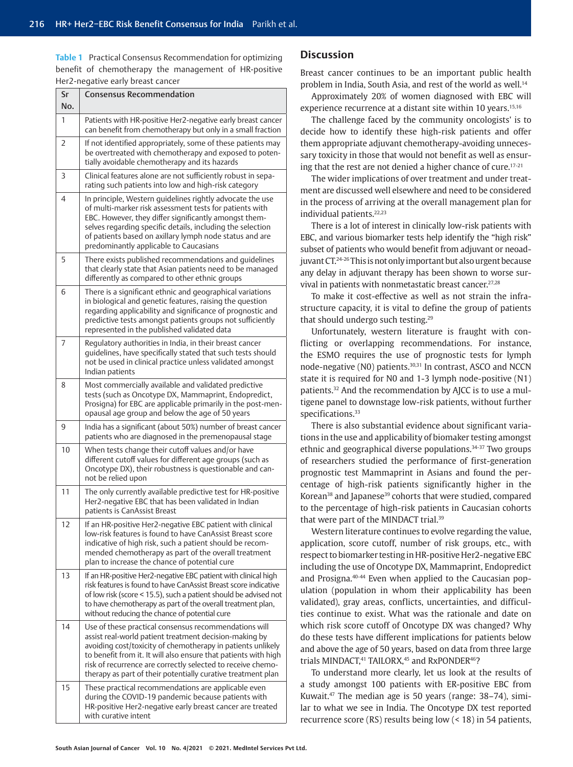**Table 1** Practical Consensus Recommendation for optimizing benefit of chemotherapy the management of HR-positive Her2-negative early breast cancer

| Sr No. | Consensus Recommendation |
|---|---|
| 1 | Patients with HR-positive Her2-negative early breast cancer can benefit from chemotherapy but only in a small fraction |
| 2 | If not identified appropriately, some of these patients may be overtreated with chemotherapy and exposed to potentially avoidable chemotherapy and its hazards |
| 3 | Clinical features alone are not sufficiently robust in separating such patients into low and high-risk category |
| 4 | In principle, Western guidelines rightly advocate the use of multi-marker risk assessment tests for patients with EBC. However, they differ significantly amongst themselves regarding specific details, including the selection of patients based on axillary lymph node status and are predominantly applicable to Caucasians |
| 5 | There exists published recommendations and guidelines that clearly state that Asian patients need to be managed differently as compared to other ethnic groups |
| 6 | There is a significant ethnic and geographical variations in biological and genetic features, raising the question regarding applicability and significance of prognostic and predictive tests amongst patients groups not sufficiently represented in the published validated data |
| 7 | Regulatory authorities in India, in their breast cancer guidelines, have specifically stated that such tests should not be used in clinical practice unless validated amongst Indian patients |
| 8 | Most commercially available and validated predictive tests (such as Oncotype DX, Mammaprint, Endopredict, Prosigna) for EBC are applicable primarily in the post-menopausal age group and below the age of 50 years |
| 9 | India has a significant (about 50%) number of breast cancer patients who are diagnosed in the premenopausal stage |
| 10 | When tests change their cutoff values and/or have different cutoff values for different age groups (such as Oncotype DX), their robustness is questionable and cannot be relied upon |
| 11 | The only currently available predictive test for HR-positive Her2-negative EBC that has been validated in Indian patients is CanAssist Breast |
| 12 | If an HR-positive Her2-negative EBC patient with clinical low-risk features is found to have CanAssist Breast score indicative of high risk, such a patient should be recommended chemotherapy as part of the overall treatment plan to increase the chance of potential cure |
| 13 | If an HR-positive Her2-negative EBC patient with clinical high risk features is found to have CanAssist Breast score indicative of low risk (score < 15.5), such a patient should be advised not to have chemotherapy as part of the overall treatment plan, without reducing the chance of potential cure |
| 14 | Use of these practical consensus recommendations will assist real-world patient treatment decision-making by avoiding cost/toxicity of chemotherapy in patients unlikely to benefit from it. It will also ensure that patients with high risk of recurrence are correctly selected to receive chemotherapy as part of their potentially curative treatment plan |
| 15 | These practical recommendations are applicable even during the COVID-19 pandemic because patients with HR-positive Her2-negative early breast cancer are treated with curative intent |

## Discussion

Breast cancer continues to be an important public health problem in India, South Asia, and rest of the world as well.[14]

Approximately 20% of women diagnosed with EBC will experience recurrence at a distant site within 10 years.[15,16]

The challenge faced by the community oncologists' is to decide how to identify these high-risk patients and offer them appropriate adjuvant chemotherapy-avoiding unnecessary toxicity in those that would not benefit as well as ensuring that the rest are not denied a higher chance of cure.[17-21]

The wider implications of over treatment and under treatment are discussed well elsewhere and need to be considered in the process of arriving at the overall management plan for individual patients.[22,23]

There is a lot of interest in clinically low-risk patients with EBC, and various biomarker tests help identify the "high risk" subset of patients who would benefit from adjuvant or neoadjuvant CT.[24-26] This is not only important but also urgent because any delay in adjuvant therapy has been shown to worse survival in patients with nonmetastatic breast cancer.[27,28]

To make it cost-effective as well as not strain the infrastructure capacity, it is vital to define the group of patients that should undergo such testing.[29]

Unfortunately, western literature is fraught with conflicting or overlapping recommendations. For instance, the ESMO requires the use of prognostic tests for lymph node-negative (N0) patients.[30,31] In contrast, ASCO and NCCN state it is required for N0 and 1-3 lymph node-positive (N1) patients.[32] And the recommendation by AJCC is to use a multigene panel to downstage low-risk patients, without further specifications.[33]

There is also substantial evidence about significant variations in the use and applicability of biomaker testing amongst ethnic and geographical diverse populations.[34-37] Two groups of researchers studied the performance of first-generation prognostic test Mammaprint in Asians and found the percentage of high-risk patients significantly higher in the Korean[38] and Japanese[39] cohorts that were studied, compared to the percentage of high-risk patients in Caucasian cohorts that were part of the MINDACT trial.[39]

Western literature continues to evolve regarding the value, application, score cutoff, number of risk groups, etc., with respect to biomarker testing in HR-positive Her2-negative EBC including the use of Oncotype DX, Mammaprint, Endopredict and Prosigna.[40-44] Even when applied to the Caucasian population (population in whom their applicability has been validated), gray areas, conflicts, uncertainties, and difficulties continue to exist. What was the rationale and date on which risk score cutoff of Oncotype DX was changed? Why do these tests have different implications for patients below and above the age of 50 years, based on data from three large trials MINDACT,[41] TAILORX,[45] and RxPONDER[46]?

To understand more clearly, let us look at the results of a study amongst 100 patients with ER-positive EBC from Kuwait.[47] The median age is 50 years (range: 38–74), similar to what we see in India. The Oncotype DX test reported recurrence score (RS) results being low (< 18) in 54 patients,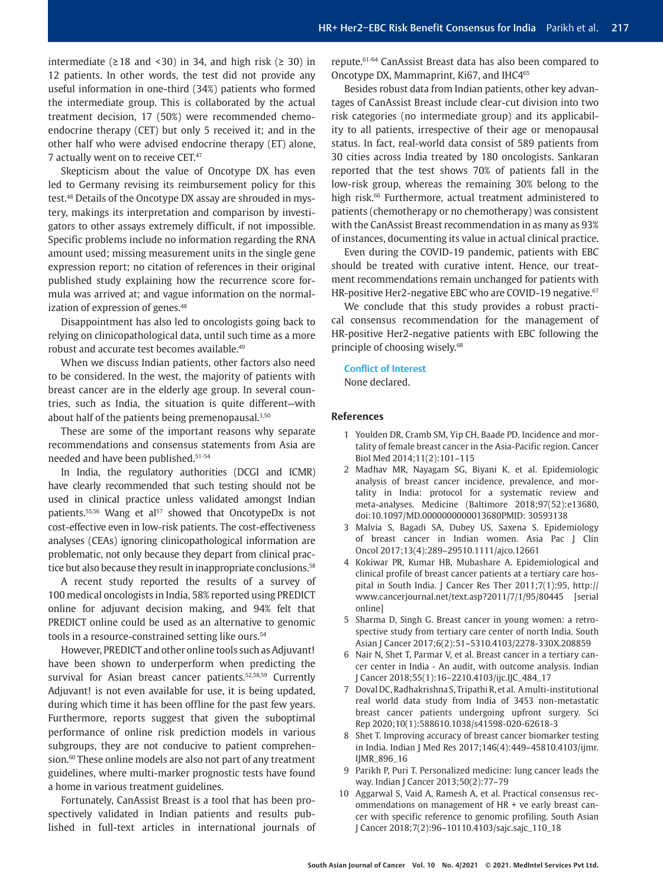intermediate (≥18 and <30) in 34, and high risk (≥ 30) in 12 patients. In other words, the test did not provide any useful information in one-third (34%) patients who formed the intermediate group. This is collaborated by the actual treatment decision, 17 (50%) were recommended chemo-endocrine therapy (CET) but only 5 received it; and in the other half who were advised endocrine therapy (ET) alone, 7 actually went on to receive CET.[47]

Skepticism about the value of Oncotype DX has even led to Germany revising its reimbursement policy for this test.[48] Details of the Oncotype DX assay are shrouded in mystery, makings its interpretation and comparison by investigators to other assays extremely difficult, if not impossible. Specific problems include no information regarding the RNA amount used; missing measurement units in the single gene expression report; no citation of references in their original published study explaining how the recurrence score formula was arrived at; and vague information on the normalization of expression of genes.[48]

Disappointment has also led to oncologists going back to relying on clinicopathological data, until such time as a more robust and accurate test becomes available.[49]

When we discuss Indian patients, other factors also need to be considered. In the west, the majority of patients with breast cancer are in the elderly age group. In several countries, such as India, the situation is quite different—with about half of the patients being premenopausal.[3,50]

These are some of the important reasons why separate recommendations and consensus statements from Asia are needed and have been published.[51-54]

In India, the regulatory authorities (DCGI and ICMR) have clearly recommended that such testing should not be used in clinical practice unless validated amongst Indian patients.[55,56] Wang et al[57] showed that OncotypeDx is not cost-effective even in low-risk patients. The cost-effectiveness analyses (CEAs) ignoring clinicopathological information are problematic, not only because they depart from clinical practice but also because they result in inappropriate conclusions.[58]

A recent study reported the results of a survey of 100 medical oncologists in India, 58% reported using PREDICT online for adjuvant decision making, and 94% felt that PREDICT online could be used as an alternative to genomic tools in a resource-constrained setting like ours.[54]

However, PREDICT and other online tools such as Adjuvant! have been shown to underperform when predicting the survival for Asian breast cancer patients.[52,58,59] Currently Adjuvant! is not even available for use, it is being updated, during which time it has been offline for the past few years. Furthermore, reports suggest that given the suboptimal performance of online risk prediction models in various subgroups, they are not conducive to patient comprehension.[60] These online models are also not part of any treatment guidelines, where multi-marker prognostic tests have found a home in various treatment guidelines.

Fortunately, CanAssist Breast is a tool that has been prospectively validated in Indian patients and results published in full-text articles in international journals of repute.[61-64] CanAssist Breast data has also been compared to Oncotype DX, Mammaprint, Ki67, and IHC4[65]

Besides robust data from Indian patients, other key advantages of CanAssist Breast include clear-cut division into two risk categories (no intermediate group) and its applicability to all patients, irrespective of their age or menopausal status. In fact, real-world data consist of 589 patients from 30 cities across India treated by 180 oncologists. Sankaran reported that the test shows 70% of patients fall in the low-risk group, whereas the remaining 30% belong to the high risk.[66] Furthermore, actual treatment administered to patients (chemotherapy or no chemotherapy) was consistent with the CanAssist Breast recommendation in as many as 93% of instances, documenting its value in actual clinical practice.

Even during the COVID-19 pandemic, patients with EBC should be treated with curative intent. Hence, our treatment recommendations remain unchanged for patients with HR-positive Her2-negative EBC who are COVID-19 negative.[67]

We conclude that this study provides a robust practical consensus recommendation for the management of HR-positive Her2-negative patients with EBC following the principle of choosing wisely.[68]

## Conflict of Interest

None declared.

## References

1. Youlden DR, Cramb SM, Yip CH, Baade PD. Incidence and mortality of female breast cancer in the Asia-Pacific region. Cancer Biol Med 2014;11(2):101–115
2. Madhav MR, Nayagam SG, Biyani K, et al. Epidemiologic analysis of breast cancer incidence, prevalence, and mortality in India: protocol for a systematic review and meta-analyses. Medicine (Baltimore 2018;97(52):e13680, doi:10.1097/MD.0000000000013680PMID: 30593138
3. Malvia S, Bagadi SA, Dubey US, Saxena S. Epidemiology of breast cancer in Indian women. Asia Pac J Clin Oncol 2017;13(4):289–29510.1111/ajco.12661
4. Kokiwar PR, Kumar HB, Mubashare A. Epidemiological and clinical profile of breast cancer patients at a tertiary care hospital in South India. J Cancer Res Ther 2011;7(1):95, http://www.cancerjournal.net/text.asp?2011/7/1/95/80445 [serial online]
5. Sharma D, Singh G. Breast cancer in young women: a retrospective study from tertiary care center of north India. South Asian J Cancer 2017;6(2):51–5310.4103/2278-330X.208859
6. Nair N, Shet T, Parmar V, et al. Breast cancer in a tertiary cancer center in India - An audit, with outcome analysis. Indian J Cancer 2018;55(1):16–2210.4103/ijc.IJC_484_17
7. Doval DC, Radhakrishna S, Tripathi R, et al. A multi-institutional real world data study from India of 3453 non-metastatic breast cancer patients undergoing upfront surgery. Sci Rep 2020;10(1):588610.1038/s41598-020-62618-3
8. Shet T. Improving accuracy of breast cancer biomarker testing in India. Indian J Med Res 2017;146(4):449–45810.4103/ijmr.IJMR_896_16
9. Parikh P, Puri T. Personalized medicine: lung cancer leads the way. Indian J Cancer 2013;50(2):77–79
10. Aggarwal S, Vaid A, Ramesh A, et al. Practical consensus recommendations on management of HR + ve early breast cancer with specific reference to genomic profiling. South Asian J Cancer 2018;7(2):96–10110.4103/sajc.sajc_110_18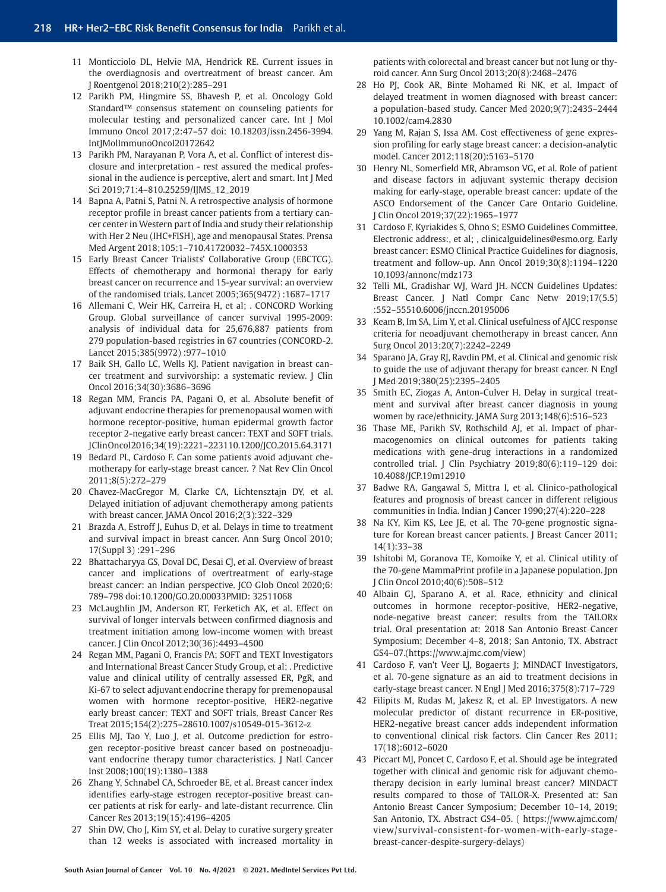11 Monticciolo DL, Helvie MA, Hendrick RE. Current issues in the overdiagnosis and overtreatment of breast cancer. Am J Roentgenol 2018;210(2):285–291

12 Parikh PM, Hingmire SS, Bhavesh P, et al. Oncology Gold Standard™ consensus statement on counseling patients for molecular testing and personalized cancer care. Int J Mol Immuno Oncol 2017;2:47–57 doi: 10.18203/issn.2456-3994. IntJMolImmunoOncol20172642

13 Parikh PM, Narayanan P, Vora A, et al. Conflict of interest disclosure and interpretation - rest assured the medical professional in the audience is perceptive, alert and smart. Int J Med Sci 2019;71:4–810.25259/IJMS_12_2019

14 Bapna A, Patni S, Patni N. A retrospective analysis of hormone receptor profile in breast cancer patients from a tertiary cancer center in Western part of India and study their relationship with Her 2 Neu (IHC+FISH), age and menopausal States. Prensa Med Argent 2018;105:1–710.41720032–745X.1000353

15 Early Breast Cancer Trialists' Collaborative Group (EBCTCG). Effects of chemotherapy and hormonal therapy for early breast cancer on recurrence and 15-year survival: an overview of the randomised trials. Lancet 2005;365(9472) :1687–1717

16 Allemani C, Weir HK, Carreira H, et al; . CONCORD Working Group. Global surveillance of cancer survival 1995-2009: analysis of individual data for 25,676,887 patients from 279 population-based registries in 67 countries (CONCORD-2. Lancet 2015;385(9972) :977–1010

17 Baik SH, Gallo LC, Wells KJ. Patient navigation in breast cancer treatment and survivorship: a systematic review. J Clin Oncol 2016;34(30):3686–3696

18 Regan MM, Francis PA, Pagani O, et al. Absolute benefit of adjuvant endocrine therapies for premenopausal women with hormone receptor-positive, human epidermal growth factor receptor 2-negative early breast cancer: TEXT and SOFT trials. JClinOncol2016;34(19):2221–223110.1200/JCO.2015.64.3171

19 Bedard PL, Cardoso F. Can some patients avoid adjuvant chemotherapy for early-stage breast cancer. ? Nat Rev Clin Oncol 2011;8(5):272–279

20 Chavez-MacGregor M, Clarke CA, Lichtensztajn DY, et al. Delayed initiation of adjuvant chemotherapy among patients with breast cancer. JAMA Oncol 2016;2(3):322–329

21 Brazda A, Estroff J, Euhus D, et al. Delays in time to treatment and survival impact in breast cancer. Ann Surg Oncol 2010; 17(Suppl 3) :291–296

22 Bhattacharyya GS, Doval DC, Desai CJ, et al. Overview of breast cancer and implications of overtreatment of early-stage breast cancer: an Indian perspective. JCO Glob Oncol 2020;6: 789–798 doi:10.1200/GO.20.00033PMID: 32511068

23 McLaughlin JM, Anderson RT, Ferketich AK, et al. Effect on survival of longer intervals between confirmed diagnosis and treatment initiation among low-income women with breast cancer. J Clin Oncol 2012;30(36):4493–4500

24 Regan MM, Pagani O, Francis PA; SOFT and TEXT Investigators and International Breast Cancer Study Group, et al; . Predictive value and clinical utility of centrally assessed ER, PgR, and Ki-67 to select adjuvant endocrine therapy for premenopausal women with hormone receptor-positive, HER2-negative early breast cancer: TEXT and SOFT trials. Breast Cancer Res Treat 2015;154(2):275–28610.1007/s10549-015-3612-z

25 Ellis MJ, Tao Y, Luo J, et al. Outcome prediction for estrogen receptor-positive breast cancer based on postneoadjuvant endocrine therapy tumor characteristics. J Natl Cancer Inst 2008;100(19):1380–1388

26 Zhang Y, Schnabel CA, Schroeder BE, et al. Breast cancer index identifies early-stage estrogen receptor-positive breast cancer patients at risk for early- and late-distant recurrence. Clin Cancer Res 2013;19(15):4196–4205

27 Shin DW, Cho J, Kim SY, et al. Delay to curative surgery greater than 12 weeks is associated with increased mortality in patients with colorectal and breast cancer but not lung or thyroid cancer. Ann Surg Oncol 2013;20(8):2468–2476

28 Ho PJ, Cook AR, Binte Mohamed Ri NK, et al. Impact of delayed treatment in women diagnosed with breast cancer: a population-based study. Cancer Med 2020;9(7):2435–2444 10.1002/cam4.2830

29 Yang M, Rajan S, Issa AM. Cost effectiveness of gene expression profiling for early stage breast cancer: a decision-analytic model. Cancer 2012;118(20):5163–5170

30 Henry NL, Somerfield MR, Abramson VG, et al. Role of patient and disease factors in adjuvant systemic therapy decision making for early-stage, operable breast cancer: update of the ASCO Endorsement of the Cancer Care Ontario Guideline. J Clin Oncol 2019;37(22):1965–1977

31 Cardoso F, Kyriakides S, Ohno S; ESMO Guidelines Committee. Electronic address:, et al; , clinicalguidelines@esmo.org. Early breast cancer: ESMO Clinical Practice Guidelines for diagnosis, treatment and follow-up. Ann Oncol 2019;30(8):1194–1220 10.1093/annonc/mdz173

32 Telli ML, Gradishar WJ, Ward JH. NCCN Guidelines Updates: Breast Cancer. J Natl Compr Canc Netw 2019;17(5.5) :552–55510.6006/jnccn.20195006

33 Keam B, Im SA, Lim Y, et al. Clinical usefulness of AJCC response criteria for neoadjuvant chemotherapy in breast cancer. Ann Surg Oncol 2013;20(7):2242–2249

34 Sparano JA, Gray RJ, Ravdin PM, et al. Clinical and genomic risk to guide the use of adjuvant therapy for breast cancer. N Engl J Med 2019;380(25):2395–2405

35 Smith EC, Ziogas A, Anton-Culver H. Delay in surgical treatment and survival after breast cancer diagnosis in young women by race/ethnicity. JAMA Surg 2013;148(6):516–523

36 Thase ME, Parikh SV, Rothschild AJ, et al. Impact of pharmacogenomics on clinical outcomes for patients taking medications with gene-drug interactions in a randomized controlled trial. J Clin Psychiatry 2019;80(6):119–129 doi: 10.4088/JCP.19m12910

37 Badwe RA, Gangawal S, Mittra I, et al. Clinico-pathological features and prognosis of breast cancer in different religious communities in India. Indian J Cancer 1990;27(4):220–228

38 Na KY, Kim KS, Lee JE, et al. The 70-gene prognostic signature for Korean breast cancer patients. J Breast Cancer 2011; 14(1):33–38

39 Ishitobi M, Goranova TE, Komoike Y, et al. Clinical utility of the 70-gene MammaPrint profile in a Japanese population. Jpn J Clin Oncol 2010;40(6):508–512

40 Albain GJ, Sparano A, et al. Race, ethnicity and clinical outcomes in hormone receptor-positive, HER2-negative, node-negative breast cancer: results from the TAILORx trial. Oral presentation at: 2018 San Antonio Breast Cancer Symposium; December 4–8, 2018; San Antonio, TX. Abstract GS4–07.(https://www.ajmc.com/view)

41 Cardoso F, van't Veer LJ, Bogaerts J; MINDACT Investigators, et al. 70-gene signature as an aid to treatment decisions in early-stage breast cancer. N Engl J Med 2016;375(8):717–729

42 Filipits M, Rudas M, Jakesz R, et al. EP Investigators. A new molecular predictor of distant recurrence in ER-positive, HER2-negative breast cancer adds independent information to conventional clinical risk factors. Clin Cancer Res 2011; 17(18):6012–6020

43 Piccart MJ, Poncet C, Cardoso F, et al. Should age be integrated together with clinical and genomic risk for adjuvant chemotherapy decision in early luminal breast cancer? MINDACT results compared to those of TAILOR-X. Presented at: San Antonio Breast Cancer Symposium; December 10–14, 2019; San Antonio, TX. Abstract GS4–05. ( https://www.ajmc.com/view/survival-consistent-for-women-with-early-stage-breast-cancer-despite-surgery-delays)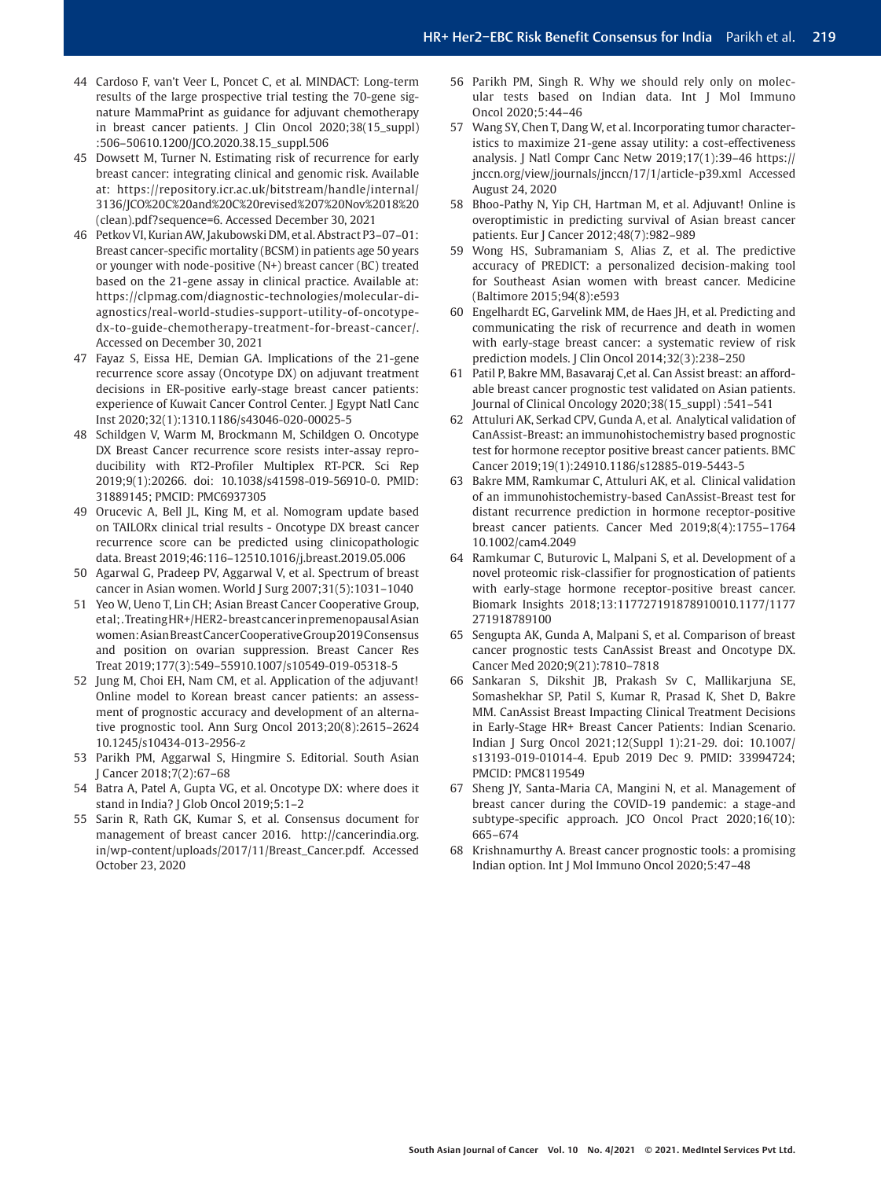44 Cardoso F, van't Veer L, Poncet C, et al. MINDACT: Long-term results of the large prospective trial testing the 70-gene signature MammaPrint as guidance for adjuvant chemotherapy in breast cancer patients. J Clin Oncol 2020;38(15_suppl):506–50610.1200/JCO.2020.38.15_suppl.506

45 Dowsett M, Turner N. Estimating risk of recurrence for early breast cancer: integrating clinical and genomic risk. Available at: https://repository.icr.ac.uk/bitstream/handle/internal/3136/JCO%20C%20and%20C%20revised%207%20Nov%2018%20(clean).pdf?sequence=6. Accessed December 30, 2021

46 Petkov VI, Kurian AW, Jakubowski DM, et al. Abstract P3–07–01: Breast cancer-specific mortality (BCSM) in patients age 50 years or younger with node-positive (N+) breast cancer (BC) treated based on the 21-gene assay in clinical practice. Available at: https://clpmag.com/diagnostic-technologies/molecular-diagnostics/real-world-studies-support-utility-of-oncotype-dx-to-guide-chemotherapy-treatment-for-breast-cancer/. Accessed on December 30, 2021

47 Fayaz S, Eissa HE, Demian GA. Implications of the 21-gene recurrence score assay (Oncotype DX) on adjuvant treatment decisions in ER-positive early-stage breast cancer patients: experience of Kuwait Cancer Control Center. J Egypt Natl Canc Inst 2020;32(1):1310.1186/s43046-020-00025-5

48 Schildgen V, Warm M, Brockmann M, Schildgen O. Oncotype DX Breast Cancer recurrence score resists inter-assay reproducibility with RT2-Profiler Multiplex RT-PCR. Sci Rep 2019;9(1):20266. doi: 10.1038/s41598-019-56910-0. PMID: 31889145; PMCID: PMC6937305

49 Orucevic A, Bell JL, King M, et al. Nomogram update based on TAILORx clinical trial results - Oncotype DX breast cancer recurrence score can be predicted using clinicopathologic data. Breast 2019;46:116–12510.1016/j.breast.2019.05.006

50 Agarwal G, Pradeep PV, Aggarwal V, et al. Spectrum of breast cancer in Asian women. World J Surg 2007;31(5):1031–1040

51 Yeo W, Ueno T, Lin CH; Asian Breast Cancer Cooperative Group, et al; . Treating HR+/HER2- breast cancer in premenopausal Asian women: Asian Breast Cancer Cooperative Group 2019 Consensus and position on ovarian suppression. Breast Cancer Res Treat 2019;177(3):549–55910.1007/s10549-019-05318-5

52 Jung M, Choi EH, Nam CM, et al. Application of the adjuvant! Online model to Korean breast cancer patients: an assessment of prognostic accuracy and development of an alternative prognostic tool. Ann Surg Oncol 2013;20(8):2615–2624 10.1245/s10434-013-2956-z

53 Parikh PM, Aggarwal S, Hingmire S. Editorial. South Asian J Cancer 2018;7(2):67–68

54 Batra A, Patel A, Gupta VG, et al. Oncotype DX: where does it stand in India? J Glob Oncol 2019;5:1–2

55 Sarin R, Rath GK, Kumar S, et al. Consensus document for management of breast cancer 2016. http://cancerindia.org.in/wp-content/uploads/2017/11/Breast_Cancer.pdf. Accessed October 23, 2020

56 Parikh PM, Singh R. Why we should rely only on molecular tests based on Indian data. Int J Mol Immuno Oncol 2020;5:44–46

57 Wang SY, Chen T, Dang W, et al. Incorporating tumor characteristics to maximize 21-gene assay utility: a cost-effectiveness analysis. J Natl Compr Canc Netw 2019;17(1):39–46 https://jnccn.org/view/journals/jnccn/17/1/article-p39.xml Accessed August 24, 2020

58 Bhoo-Pathy N, Yip CH, Hartman M, et al. Adjuvant! Online is overoptimistic in predicting survival of Asian breast cancer patients. Eur J Cancer 2012;48(7):982–989

59 Wong HS, Subramaniam S, Alias Z, et al. The predictive accuracy of PREDICT: a personalized decision-making tool for Southeast Asian women with breast cancer. Medicine (Baltimore 2015;94(8):e593

60 Engelhardt EG, Garvelink MM, de Haes JH, et al. Predicting and communicating the risk of recurrence and death in women with early-stage breast cancer: a systematic review of risk prediction models. J Clin Oncol 2014;32(3):238–250

61 Patil P, Bakre MM, Basavaraj C,et al. Can Assist breast: an affordable breast cancer prognostic test validated on Asian patients. Journal of Clinical Oncology 2020;38(15_suppl) :541–541

62 Attuluri AK, Serkad CPV, Gunda A, et al. Analytical validation of CanAssist-Breast: an immunohistochemistry based prognostic test for hormone receptor positive breast cancer patients. BMC Cancer 2019;19(1):24910.1186/s12885-019-5443-5

63 Bakre MM, Ramkumar C, Attuluri AK, et al. Clinical validation of an immunohistochemistry-based CanAssist-Breast test for distant recurrence prediction in hormone receptor-positive breast cancer patients. Cancer Med 2019;8(4):1755–1764 10.1002/cam4.2049

64 Ramkumar C, Buturovic L, Malpani S, et al. Development of a novel proteomic risk-classifier for prognostication of patients with early-stage hormone receptor-positive breast cancer. Biomark Insights 2018;13:117727191878910010.1177/1177271918789100

65 Sengupta AK, Gunda A, Malpani S, et al. Comparison of breast cancer prognostic tests CanAssist Breast and Oncotype DX. Cancer Med 2020;9(21):7810–7818

66 Sankaran S, Dikshit JB, Prakash Sv C, Mallikarjuna SE, Somashekhar SP, Patil S, Kumar R, Prasad K, Shet D, Bakre MM. CanAssist Breast Impacting Clinical Treatment Decisions in Early-Stage HR+ Breast Cancer Patients: Indian Scenario. Indian J Surg Oncol 2021;12(Suppl 1):21-29. doi: 10.1007/s13193-019-01014-4. Epub 2019 Dec 9. PMID: 33994724; PMCID: PMC8119549

67 Sheng JY, Santa-Maria CA, Mangini N, et al. Management of breast cancer during the COVID-19 pandemic: a stage-and subtype-specific approach. JCO Oncol Pract 2020;16(10): 665–674

68 Krishnamurthy A. Breast cancer prognostic tools: a promising Indian option. Int J Mol Immuno Oncol 2020;5:47–48